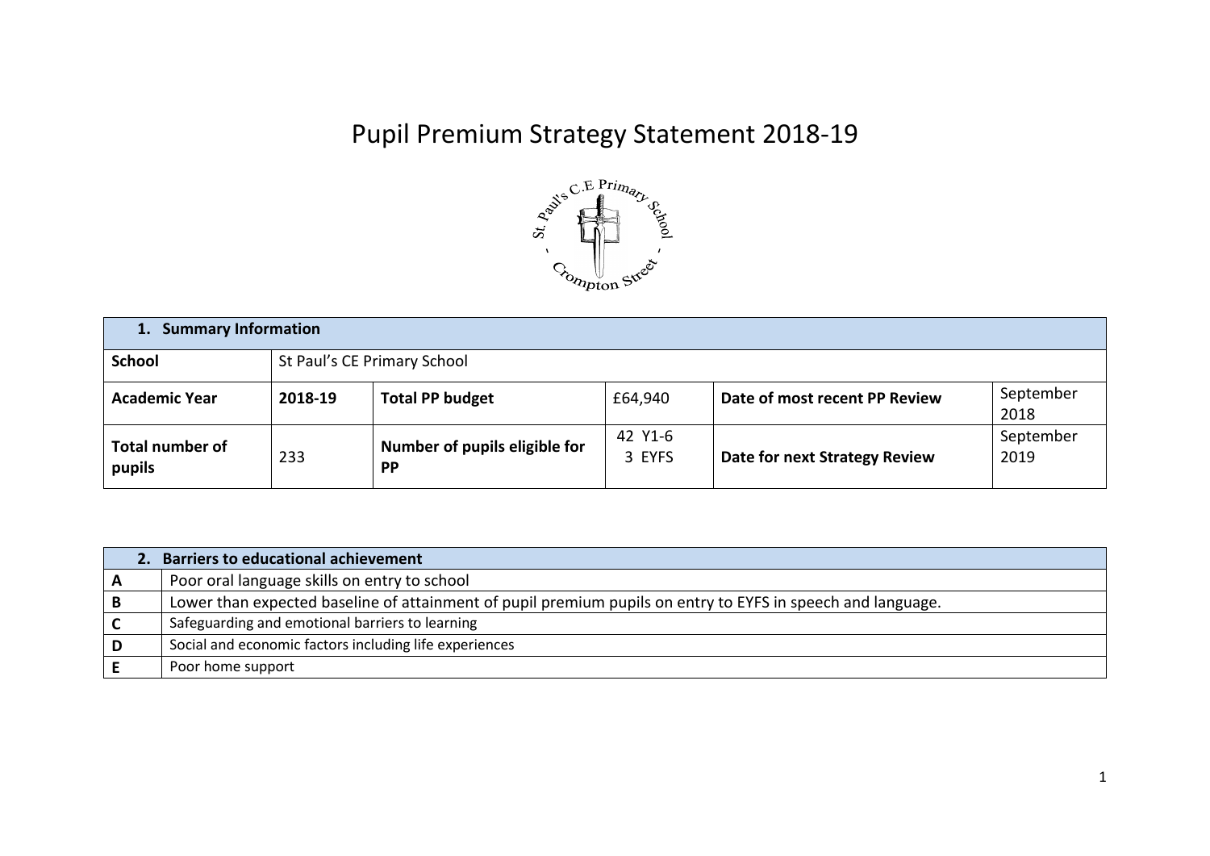# Pupil Premium Strategy Statement 2018-19

| 1. Summary Information | | | | | |
|---|---|---|---|---|---|
| **School** | St Paul's CE Primary School | | | | |
| **Academic Year** | **2018-19** | **Total PP budget** | £64,940 | **Date of most recent PP Review** | September 2018 |
| **Total number of pupils** | 233 | **Number of pupils eligible for PP** | 42 Y1-6<br>3 EYFS | **Date for next Strategy Review** | September 2019 |

| 2. Barriers to educational achievement | |
|---|---|
| **A** | Poor oral language skills on entry to school |
| **B** | Lower than expected baseline of attainment of pupil premium pupils on entry to EYFS in speech and language. |
| **C** | Safeguarding and emotional barriers to learning |
| **D** | Social and economic factors including life experiences |
| **E** | Poor home support |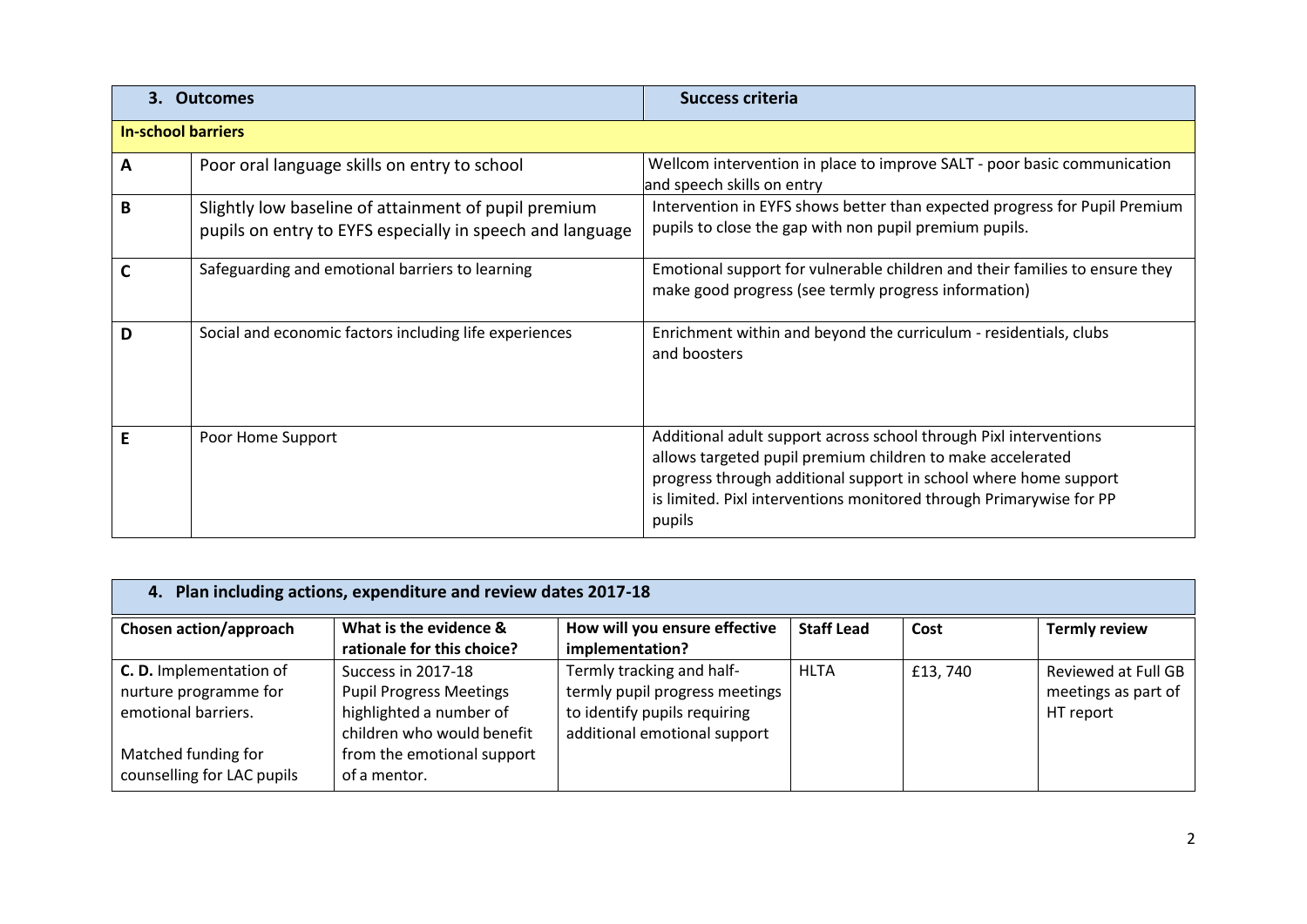| 3. Outcomes | | Success criteria |
|---|---|---|
| **In-school barriers** | | |
| **A** | Poor oral language skills on entry to school | Wellcom intervention in place to improve SALT - poor basic communication and speech skills on entry |
| **B** | Slightly low baseline of attainment of pupil premium pupils on entry to EYFS especially in speech and language | Intervention in EYFS shows better than expected progress for Pupil Premium pupils to close the gap with non pupil premium pupils. |
| **C** | Safeguarding and emotional barriers to learning | Emotional support for vulnerable children and their families to ensure they make good progress (see termly progress information) |
| **D** | Social and economic factors including life experiences | Enrichment within and beyond the curriculum - residentials, clubs and boosters |
| **E** | Poor Home Support | Additional adult support across school through Pixl interventions allows targeted pupil premium children to make accelerated progress through additional support in school where home support is limited. Pixl interventions monitored through Primarywise for PP pupils |

## 4. Plan including actions, expenditure and review dates 2017-18

| Chosen action/approach | What is the evidence & rationale for this choice? | How will you ensure effective implementation? | Staff Lead | Cost | Termly review |
|---|---|---|---|---|---|
| **C. D.** Implementation of nurture programme for emotional barriers.<br><br>Matched funding for counselling for LAC pupils | Success in 2017-18 Pupil Progress Meetings highlighted a number of children who would benefit from the emotional support of a mentor. | Termly tracking and half-termly pupil progress meetings to identify pupils requiring additional emotional support | HLTA | £13, 740 | Reviewed at Full GB meetings as part of HT report |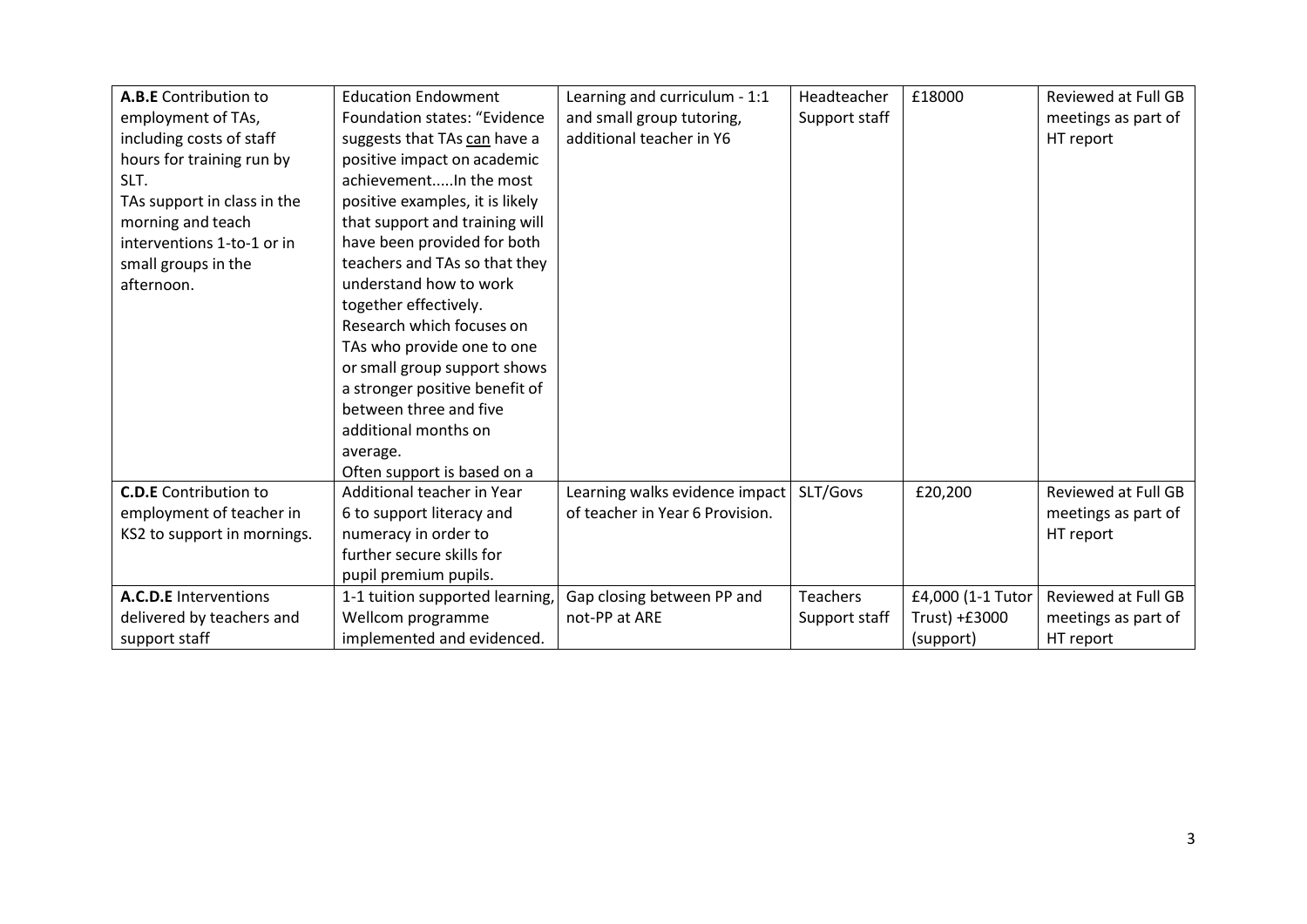| **A.B.E** Contribution to employment of TAs, including costs of staff hours for training run by SLT. TAs support in class in the morning and teach interventions 1-to-1 or in small groups in the afternoon. | Education Endowment Foundation states: "Evidence suggests that TAs can have a positive impact on academic achievement.....In the most positive examples, it is likely that support and training will have been provided for both teachers and TAs so that they understand how to work together effectively. Research which focuses on TAs who provide one to one or small group support shows a stronger positive benefit of between three and five additional months on average. Often support is based on a | Learning and curriculum - 1:1 and small group tutoring, additional teacher in Y6 | Headteacher Support staff | £18000 | Reviewed at Full GB meetings as part of HT report |
|---|---|---|---|---|---|
| **C.D.E** Contribution to employment of teacher in KS2 to support in mornings. | Additional teacher in Year 6 to support literacy and numeracy in order to further secure skills for pupil premium pupils. | Learning walks evidence impact of teacher in Year 6 Provision. | SLT/Govs | £20,200 | Reviewed at Full GB meetings as part of HT report |
| **A.C.D.E** Interventions delivered by teachers and support staff | 1-1 tuition supported learning, Wellcom programme implemented and evidenced. | Gap closing between PP and not-PP at ARE | Teachers Support staff | £4,000 (1-1 Tutor Trust) +£3000 (support) | Reviewed at Full GB meetings as part of HT report |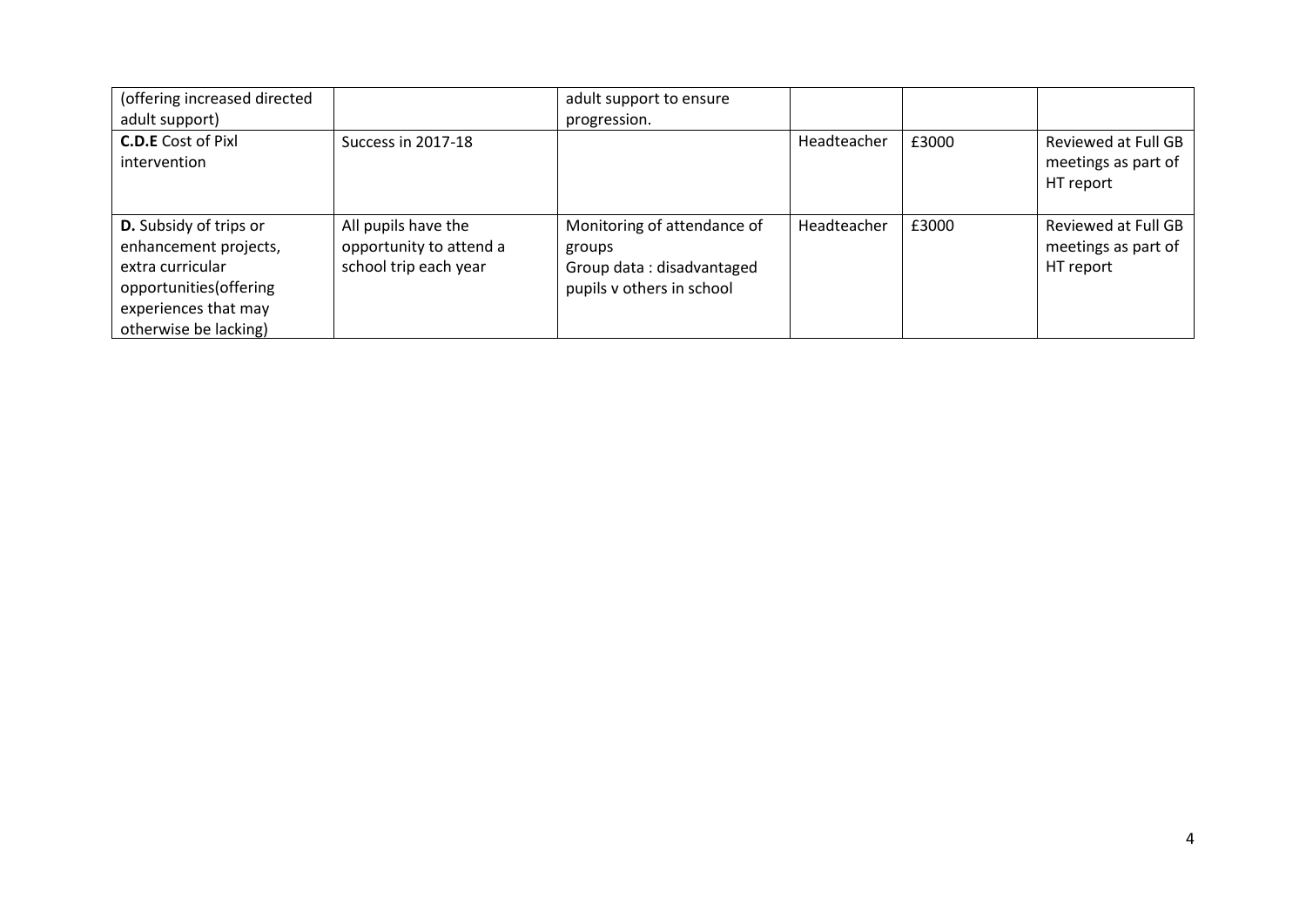| | | | | | |
|---|---|---|---|---|---|
| (offering increased directed adult support) | | adult support to ensure progression. | | | |
| **C.D.E** Cost of Pixl intervention | Success in 2017-18 | | Headteacher | £3000 | Reviewed at Full GB meetings as part of HT report |
| **D.** Subsidy of trips or enhancement projects, extra curricular opportunities(offering experiences that may otherwise be lacking) | All pupils have the opportunity to attend a school trip each year | Monitoring of attendance of groups<br>Group data : disadvantaged pupils v others in school | Headteacher | £3000 | Reviewed at Full GB meetings as part of HT report |